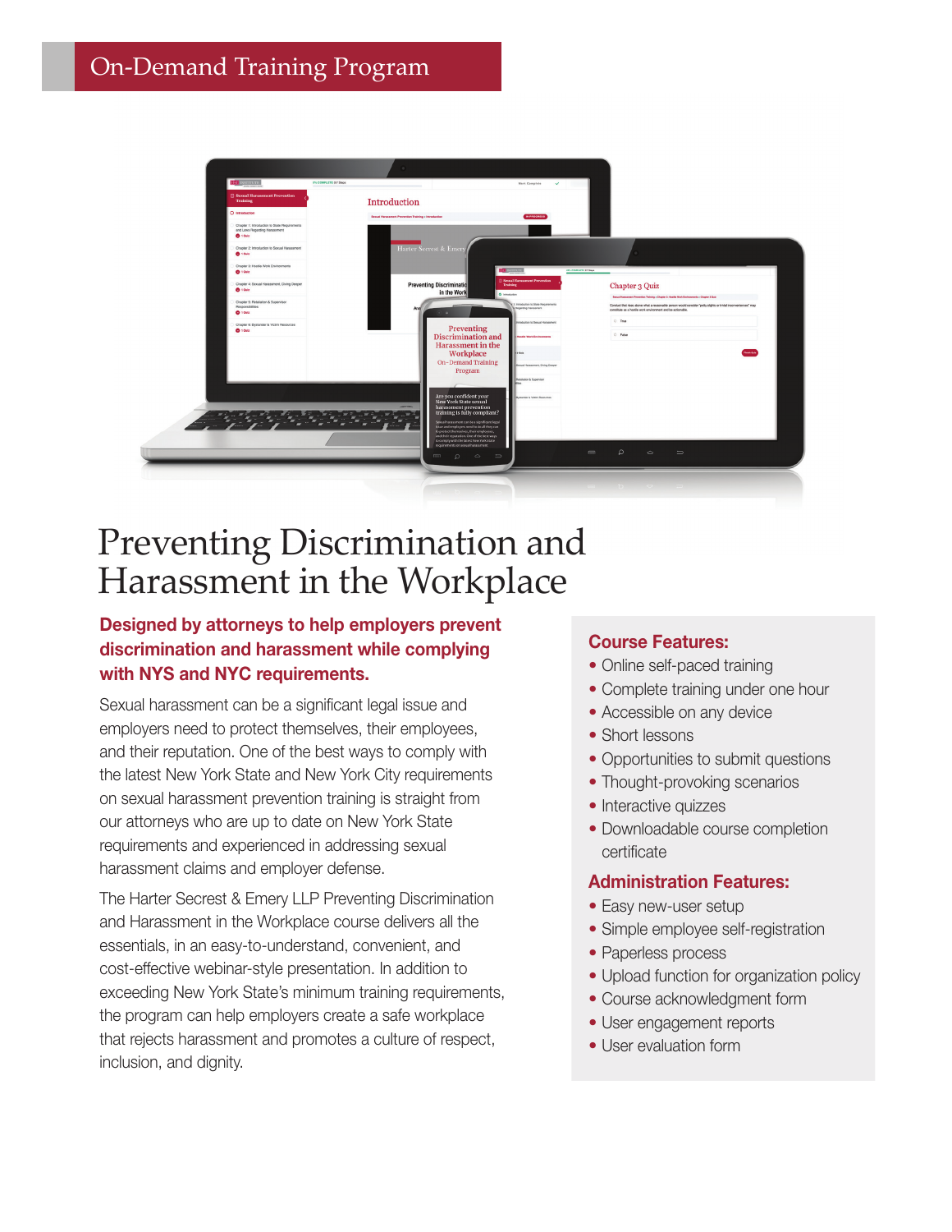On-Demand Training Program

# Preventing Discrimination and Harassment in the Workplace

**Designed by attorneys to help employers prevent discrimination and harassment while complying with NYS and NYC requirements.**

Sexual harassment can be a significant legal issue and employers need to protect themselves, their employees, and their reputation. One of the best ways to comply with the latest New York State and New York City requirements on sexual harassment prevention training is straight from our attorneys who are up to date on New York State requirements and experienced in addressing sexual harassment claims and employer defense.

The Harter Secrest & Emery LLP Preventing Discrimination and Harassment in the Workplace course delivers all the essentials, in an easy-to-understand, convenient, and cost-effective webinar-style presentation. In addition to exceeding New York State's minimum training requirements, the program can help employers create a safe workplace that rejects harassment and promotes a culture of respect, inclusion, and dignity.

## Course Features:

- Online self-paced training
- Complete training under one hour
- Accessible on any device
- Short lessons
- Opportunities to submit questions
- Thought-provoking scenarios
- Interactive quizzes
- Downloadable course completion certificate

## Administration Features:

- Easy new-user setup
- Simple employee self-registration
- Paperless process
- Upload function for organization policy
- Course acknowledgment form
- User engagement reports
- User evaluation form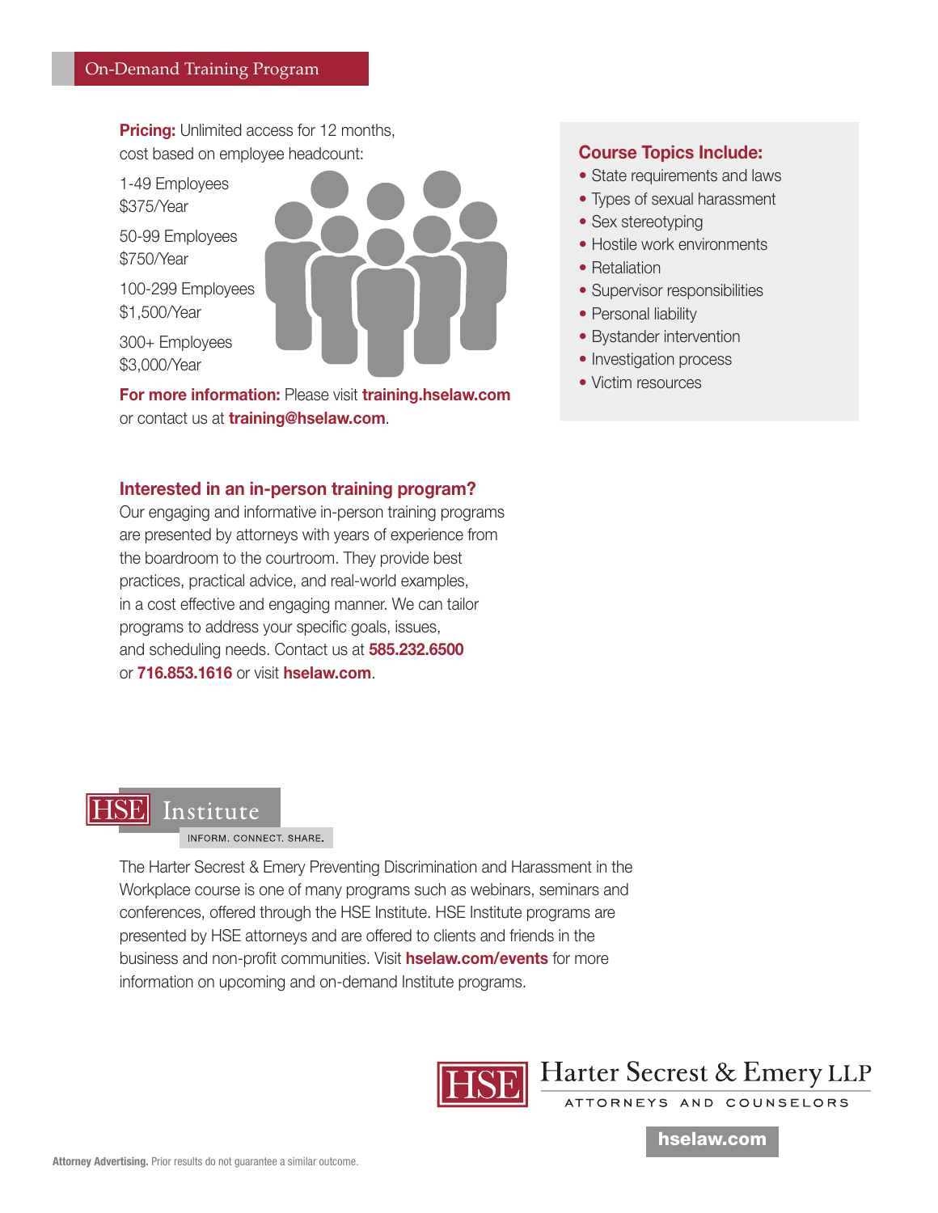## On-Demand Training Program

**Pricing:** Unlimited access for 12 months, cost based on employee headcount:

1-49 Employees
$375/Year

50-99 Employees
$750/Year

100-299 Employees
$1,500/Year

300+ Employees
$3,000/Year

**For more information:** Please visit **training.hselaw.com** or contact us at **training@hselaw.com**.

### Course Topics Include:

- State requirements and laws
- Types of sexual harassment
- Sex stereotyping
- Hostile work environments
- Retaliation
- Supervisor responsibilities
- Personal liability
- Bystander intervention
- Investigation process
- Victim resources

### Interested in an in-person training program?

Our engaging and informative in-person training programs are presented by attorneys with years of experience from the boardroom to the courtroom. They provide best practices, practical advice, and real-world examples, in a cost effective and engaging manner. We can tailor programs to address your specific goals, issues, and scheduling needs. Contact us at **585.232.6500** or **716.853.1616** or visit **hselaw.com**.

HSE Institute

INFORM. CONNECT. SHARE.

The Harter Secrest & Emery Preventing Discrimination and Harassment in the Workplace course is one of many programs such as webinars, seminars and conferences, offered through the HSE Institute. HSE Institute programs are presented by HSE attorneys and are offered to clients and friends in the business and non-profit communities. Visit **hselaw.com/events** for more information on upcoming and on-demand Institute programs.

HSE Harter Secrest & Emery LLP

ATTORNEYS AND COUNSELORS

hselaw.com

**Attorney Advertising.** Prior results do not guarantee a similar outcome.